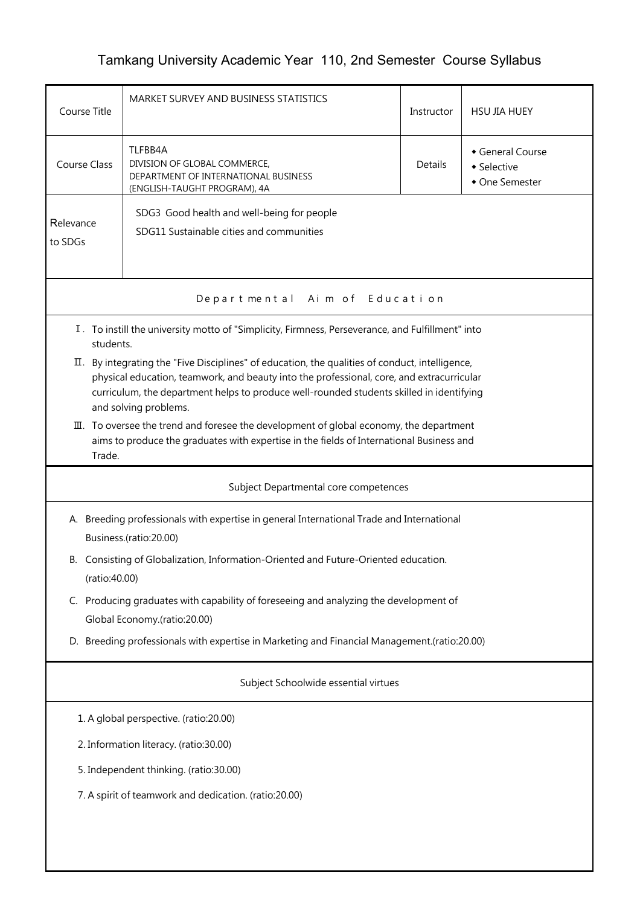# Tamkang University Academic Year 110, 2nd Semester Course Syllabus

| Course Title | MARKET SURVEY AND BUSINESS STATISTICS | Instructor | HSU JIA HUEY |
|---|---|---|---|
| Course Class | TLFBB4A<br>DIVISION OF GLOBAL COMMERCE,<br>DEPARTMENT OF INTERNATIONAL BUSINESS<br>(ENGLISH-TAUGHT PROGRAM), 4A | Details | ◆ General Course<br>◆ Selective<br>◆ One Semester |
| Relevance to SDGs | SDG3 Good health and well-being for people<br>SDG11 Sustainable cities and communities | | |

## Departmental Aim of Education

Ⅰ. To instill the university motto of "Simplicity, Firmness, Perseverance, and Fulfillment" into students.

Ⅱ. By integrating the "Five Disciplines" of education, the qualities of conduct, intelligence, physical education, teamwork, and beauty into the professional, core, and extracurricular curriculum, the department helps to produce well-rounded students skilled in identifying and solving problems.

Ⅲ. To oversee the trend and foresee the development of global economy, the department aims to produce the graduates with expertise in the fields of International Business and Trade.

## Subject Departmental core competences

A. Breeding professionals with expertise in general International Trade and International Business.(ratio:20.00)

B. Consisting of Globalization, Information-Oriented and Future-Oriented education. (ratio:40.00)

C. Producing graduates with capability of foreseeing and analyzing the development of Global Economy.(ratio:20.00)

D. Breeding professionals with expertise in Marketing and Financial Management.(ratio:20.00)

## Subject Schoolwide essential virtues

1. A global perspective. (ratio:20.00)

2. Information literacy. (ratio:30.00)

5. Independent thinking. (ratio:30.00)

7. A spirit of teamwork and dedication. (ratio:20.00)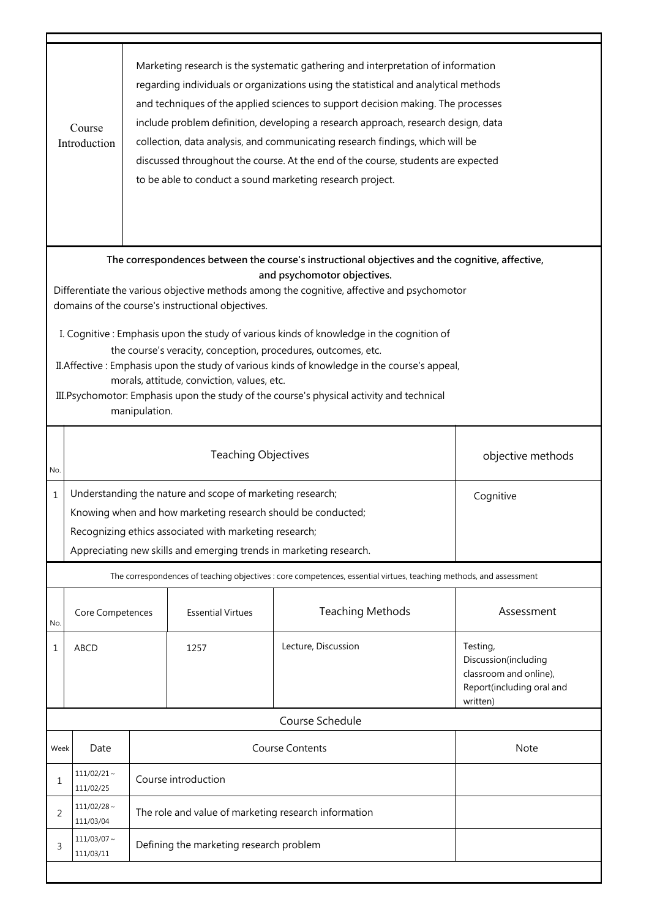| Course Introduction | Marketing research is the systematic gathering and interpretation of information regarding individuals or organizations using the statistical and analytical methods and techniques of the applied sciences to support decision making. The processes include problem definition, developing a research approach, research design, data collection, data analysis, and communicating research findings, which will be discussed throughout the course. At the end of the course, students are expected to be able to conduct a sound marketing research project. |
|---|---|

**The correspondences between the course's instructional objectives and the cognitive, affective, and psychomotor objectives.**

Differentiate the various objective methods among the cognitive, affective and psychomotor domains of the course's instructional objectives.

I. Cognitive : Emphasis upon the study of various kinds of knowledge in the cognition of the course's veracity, conception, procedures, outcomes, etc.

II.Affective : Emphasis upon the study of various kinds of knowledge in the course's appeal, morals, attitude, conviction, values, etc.

III.Psychomotor: Emphasis upon the study of the course's physical activity and technical manipulation.

| No. | Teaching Objectives | objective methods |
|---|---|---|
| 1 | Understanding the nature and scope of marketing research;<br>Knowing when and how marketing research should be conducted;<br>Recognizing ethics associated with marketing research;<br>Appreciating new skills and emerging trends in marketing research. | Cognitive |

The correspondences of teaching objectives : core competences, essential virtues, teaching methods, and assessment

| No. | Core Competences | Essential Virtues | Teaching Methods | Assessment |
|---|---|---|---|---|
| 1 | ABCD | 1257 | Lecture, Discussion | Testing, Discussion(including classroom and online), Report(including oral and written) |

Course Schedule

| Week | Date | Course Contents | Note |
|---|---|---|---|
| 1 | 111/02/21 ~ 111/02/25 | Course introduction | |
| 2 | 111/02/28 ~ 111/03/04 | The role and value of marketing research information | |
| 3 | 111/03/07 ~ 111/03/11 | Defining the marketing research problem | |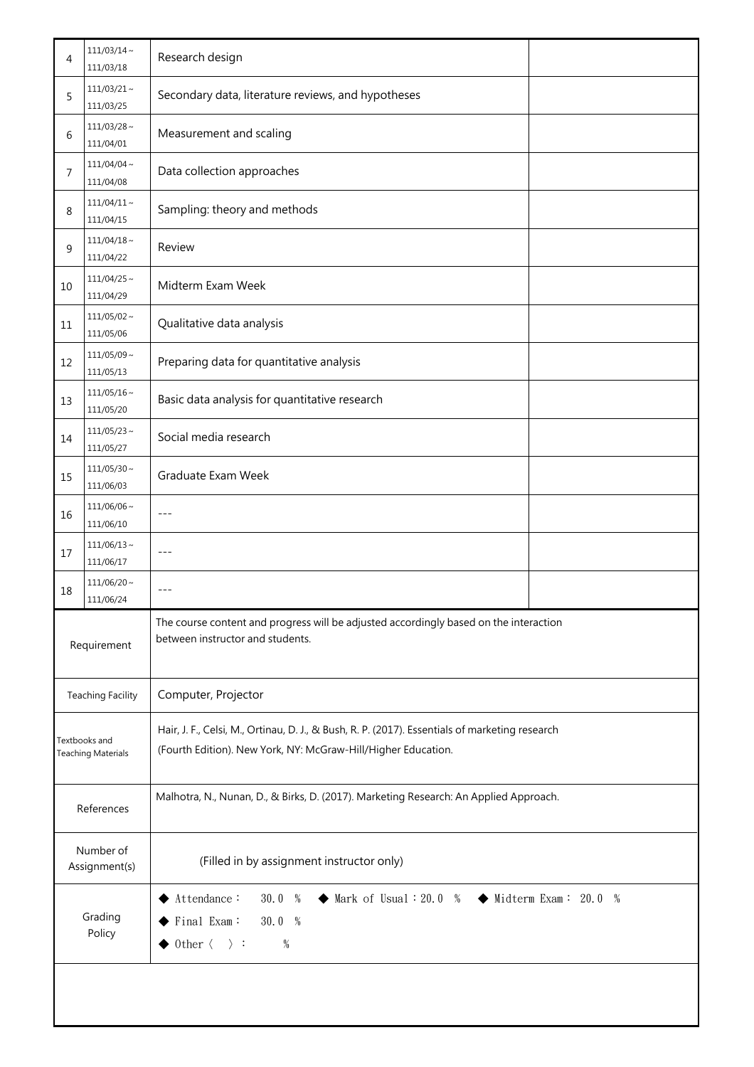| | | | |
|---|---|---|---|
| 4 | 111/03/14～111/03/18 | Research design | |
| 5 | 111/03/21～111/03/25 | Secondary data, literature reviews, and hypotheses | |
| 6 | 111/03/28～111/04/01 | Measurement and scaling | |
| 7 | 111/04/04～111/04/08 | Data collection approaches | |
| 8 | 111/04/11～111/04/15 | Sampling: theory and methods | |
| 9 | 111/04/18～111/04/22 | Review | |
| 10 | 111/04/25～111/04/29 | Midterm Exam Week | |
| 11 | 111/05/02～111/05/06 | Qualitative data analysis | |
| 12 | 111/05/09～111/05/13 | Preparing data for quantitative analysis | |
| 13 | 111/05/16～111/05/20 | Basic data analysis for quantitative research | |
| 14 | 111/05/23～111/05/27 | Social media research | |
| 15 | 111/05/30～111/06/03 | Graduate Exam Week | |
| 16 | 111/06/06～111/06/10 | --- | |
| 17 | 111/06/13～111/06/17 | --- | |
| 18 | 111/06/20～111/06/24 | --- | |

| | |
|---|---|
| Requirement | The course content and progress will be adjusted accordingly based on the interaction between instructor and students. |
| Teaching Facility | Computer, Projector |
| Textbooks and Teaching Materials | Hair, J. F., Celsi, M., Ortinau, D. J., & Bush, R. P. (2017). Essentials of marketing research (Fourth Edition). New York, NY: McGraw-Hill/Higher Education. |
| References | Malhotra, N., Nunan, D., & Birks, D. (2017). Marketing Research: An Applied Approach. |
| Number of Assignment(s) | (Filled in by assignment instructor only) |
| Grading Policy | ◆ Attendance： 30.0 ％ ◆ Mark of Usual：20.0 ％ ◆ Midterm Exam： 20.0 ％<br>◆ Final Exam： 30.0 ％<br>◆ Other〈 〉： ％ |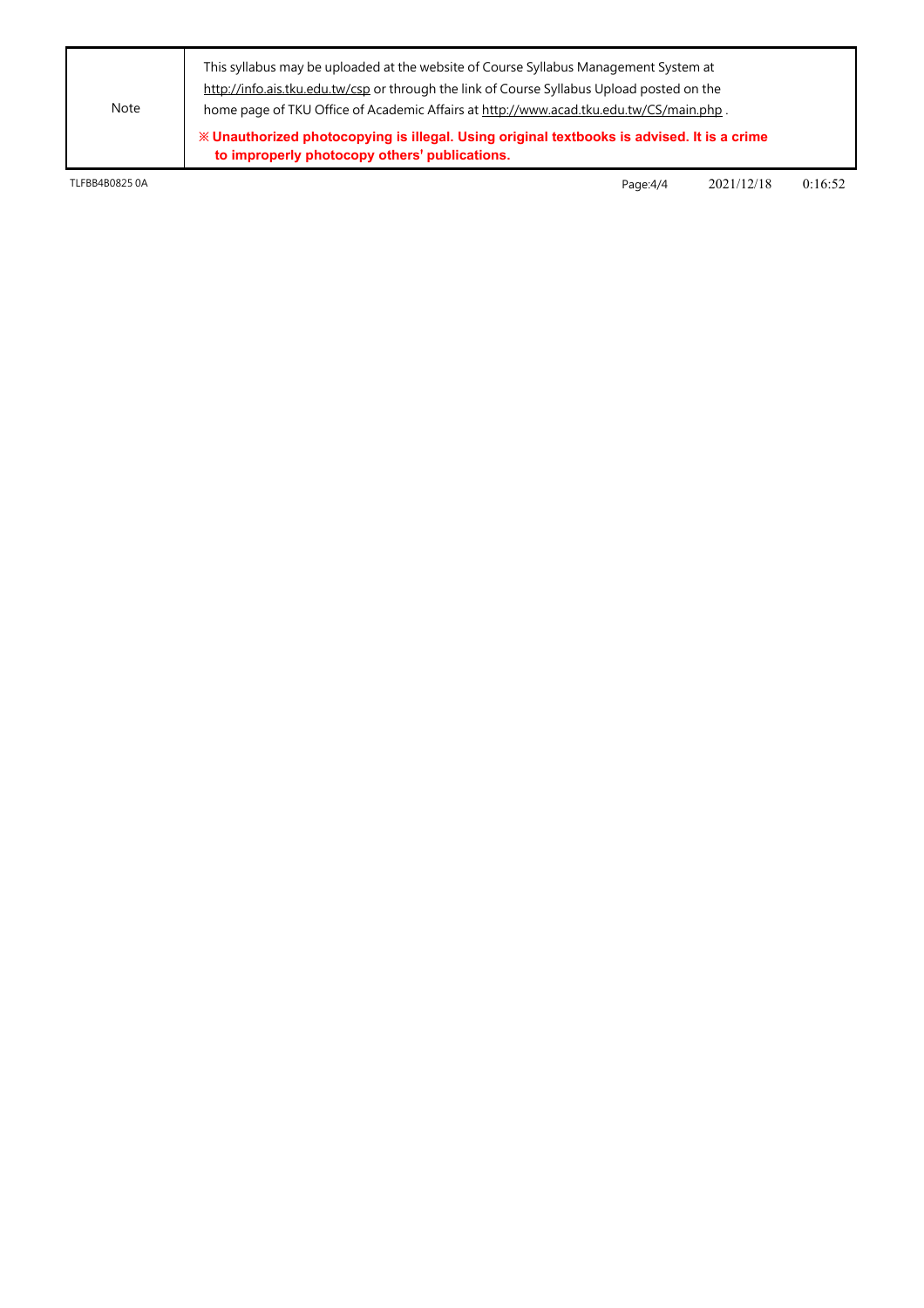| | |
|---|---|
| Note | This syllabus may be uploaded at the website of Course Syllabus Management System at http://info.ais.tku.edu.tw/csp or through the link of Course Syllabus Upload posted on the home page of TKU Office of Academic Affairs at http://www.acad.tku.edu.tw/CS/main.php .<br>**※ Unauthorized photocopying is illegal. Using original textbooks is advised. It is a crime to improperly photocopy others' publications.** |

TLFBB4B0825 0A